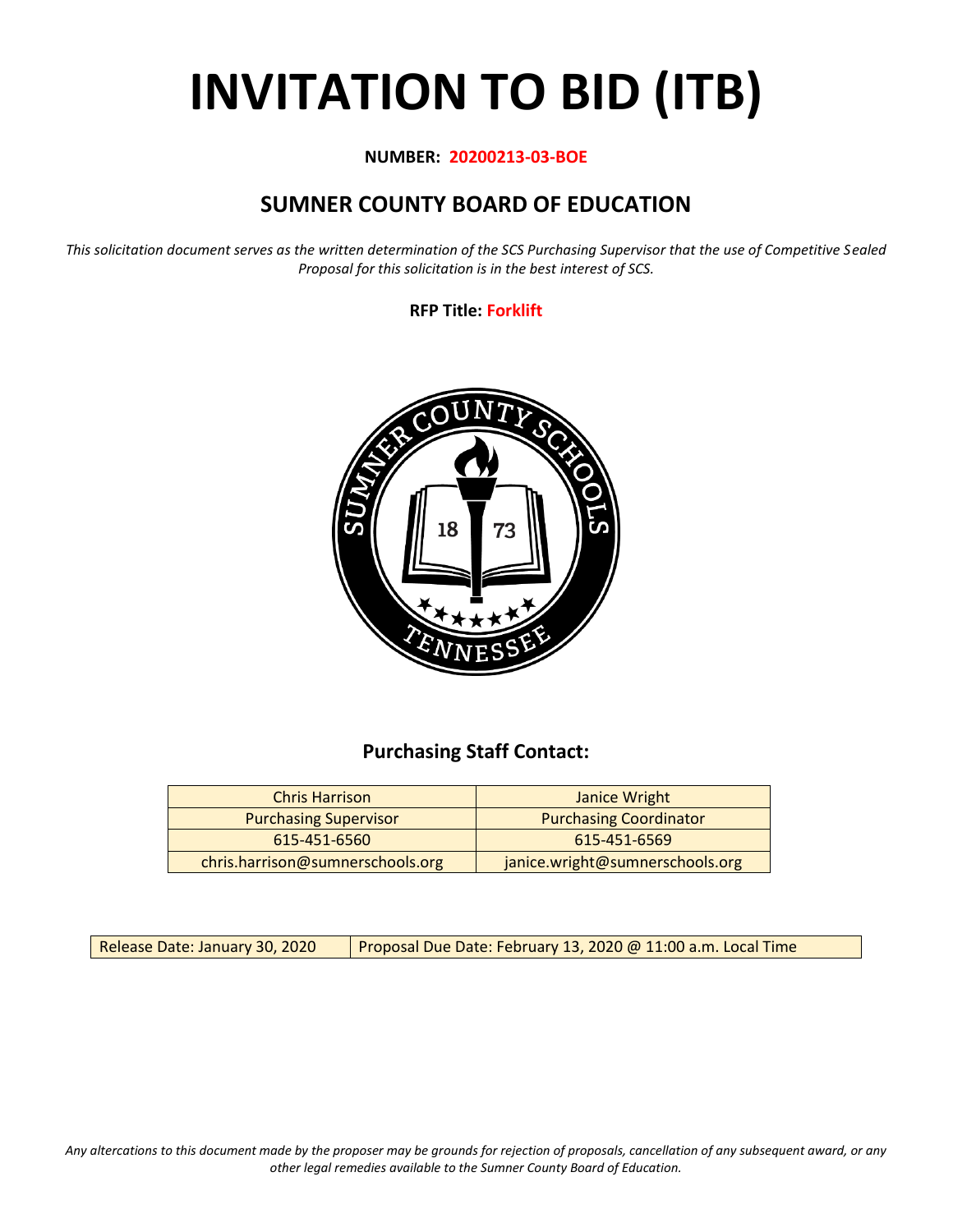# INVITATION TO BID (ITB)

**NUMBER: 20200213-03-BOE**

## SUMNER COUNTY BOARD OF EDUCATION

*This solicitation document serves as the written determination of the SCS Purchasing Supervisor that the use of Competitive Sealed Proposal for this solicitation is in the best interest of SCS.*

**RFP Title: Forklift**

### Purchasing Staff Contact:

| Chris Harrison | Janice Wright |
|---|---|
| Purchasing Supervisor | Purchasing Coordinator |
| 615-451-6560 | 615-451-6569 |
| chris.harrison@sumnerschools.org | janice.wright@sumnerschools.org |

| Release Date: January 30, 2020 | Proposal Due Date: February 13, 2020 @ 11:00 a.m. Local Time |
|---|---|

*Any altercations to this document made by the proposer may be grounds for rejection of proposals, cancellation of any subsequent award, or any other legal remedies available to the Sumner County Board of Education.*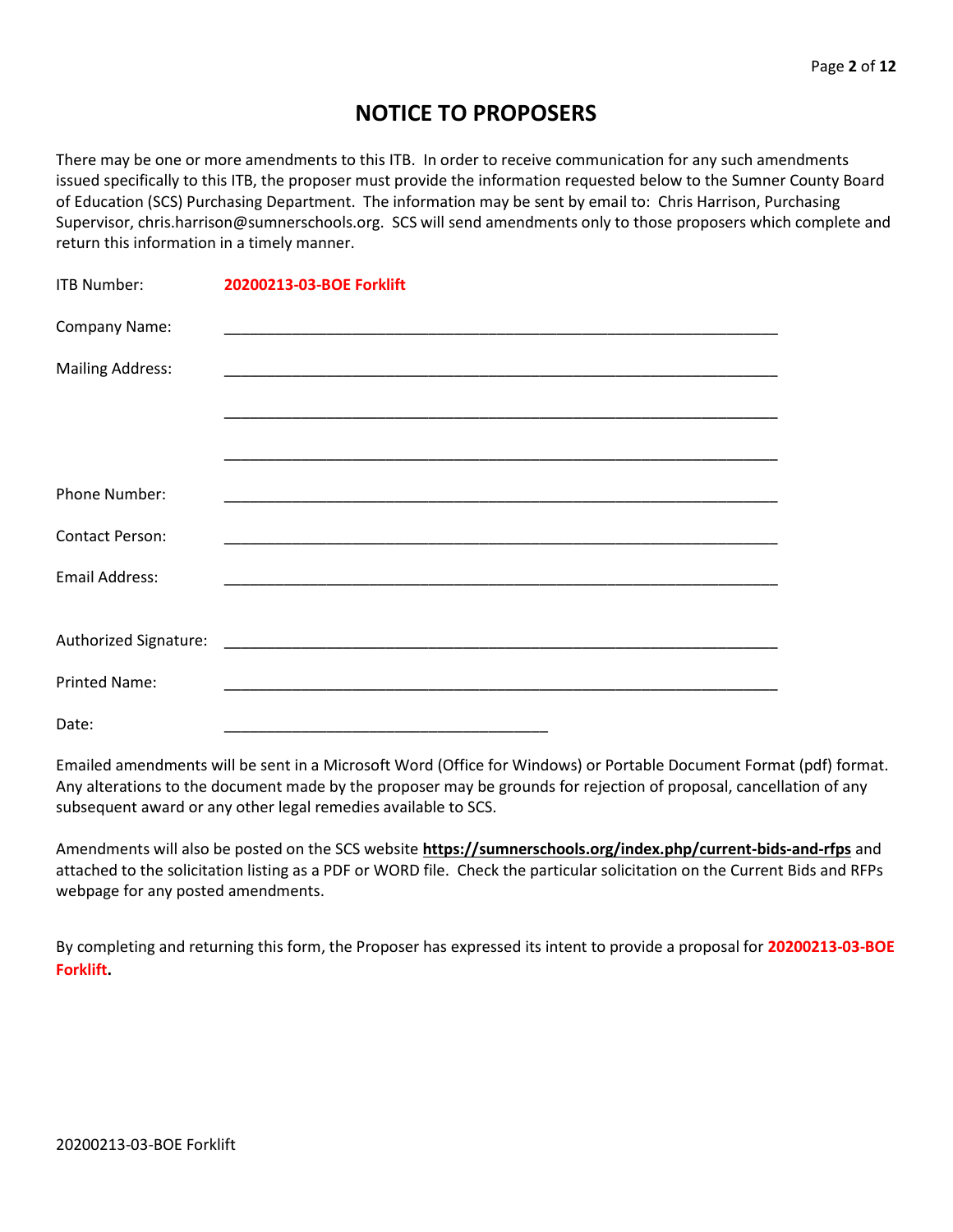# NOTICE TO PROPOSERS

There may be one or more amendments to this ITB. In order to receive communication for any such amendments issued specifically to this ITB, the proposer must provide the information requested below to the Sumner County Board of Education (SCS) Purchasing Department. The information may be sent by email to: Chris Harrison, Purchasing Supervisor, chris.harrison@sumnerschools.org. SCS will send amendments only to those proposers which complete and return this information in a timely manner.

ITB Number: **20200213-03-BOE Forklift**

Company Name: ____________________________________________________________

Mailing Address: ____________________________________________________________

____________________________________________________________

____________________________________________________________

Phone Number: ____________________________________________________________

Contact Person: ____________________________________________________________

Email Address: ____________________________________________________________

Authorized Signature: ____________________________________________________________

Printed Name: ____________________________________________________________

Date: ____________________________________

Emailed amendments will be sent in a Microsoft Word (Office for Windows) or Portable Document Format (pdf) format. Any alterations to the document made by the proposer may be grounds for rejection of proposal, cancellation of any subsequent award or any other legal remedies available to SCS.

Amendments will also be posted on the SCS website **https://sumnerschools.org/index.php/current-bids-and-rfps** and attached to the solicitation listing as a PDF or WORD file. Check the particular solicitation on the Current Bids and RFPs webpage for any posted amendments.

By completing and returning this form, the Proposer has expressed its intent to provide a proposal for **20200213-03-BOE Forklift.**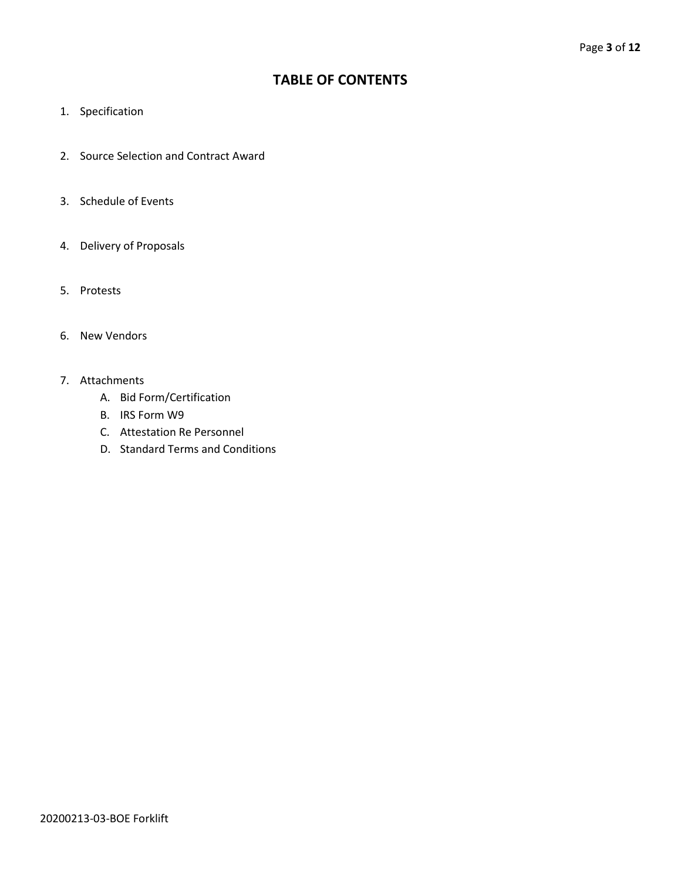# TABLE OF CONTENTS

1. Specification

2. Source Selection and Contract Award

3. Schedule of Events

4. Delivery of Proposals

5. Protests

6. New Vendors

7. Attachments
   A. Bid Form/Certification
   B. IRS Form W9
   C. Attestation Re Personnel
   D. Standard Terms and Conditions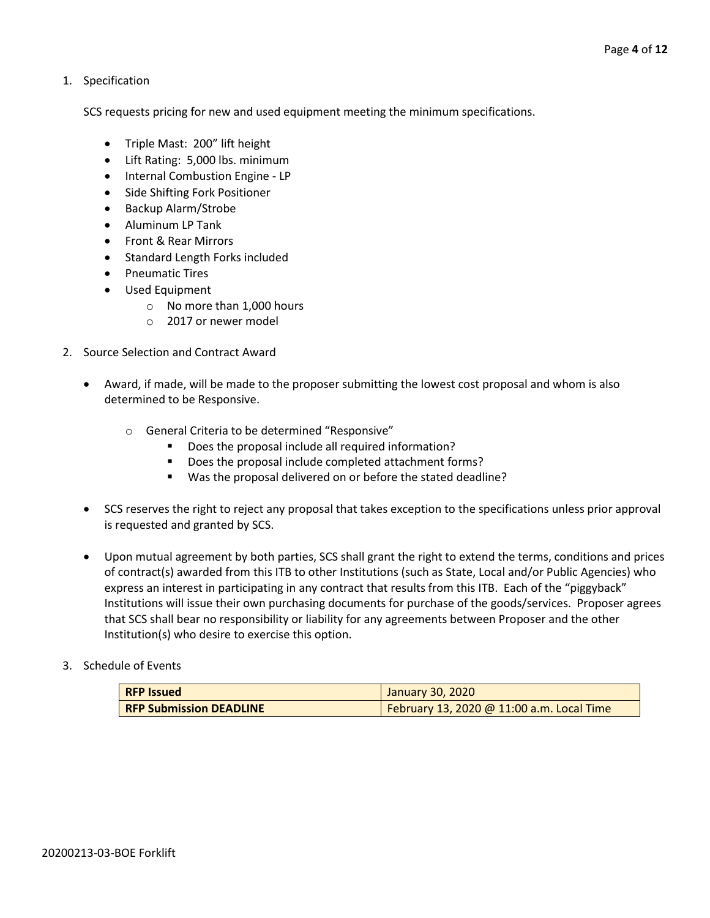1. Specification

   SCS requests pricing for new and used equipment meeting the minimum specifications.

   - Triple Mast: 200" lift height
   - Lift Rating: 5,000 lbs. minimum
   - Internal Combustion Engine - LP
   - Side Shifting Fork Positioner
   - Backup Alarm/Strobe
   - Aluminum LP Tank
   - Front & Rear Mirrors
   - Standard Length Forks included
   - Pneumatic Tires
   - Used Equipment
     - No more than 1,000 hours
     - 2017 or newer model

2. Source Selection and Contract Award

   - Award, if made, will be made to the proposer submitting the lowest cost proposal and whom is also determined to be Responsive.
     - General Criteria to be determined "Responsive"
       - Does the proposal include all required information?
       - Does the proposal include completed attachment forms?
       - Was the proposal delivered on or before the stated deadline?
   - SCS reserves the right to reject any proposal that takes exception to the specifications unless prior approval is requested and granted by SCS.
   - Upon mutual agreement by both parties, SCS shall grant the right to extend the terms, conditions and prices of contract(s) awarded from this ITB to other Institutions (such as State, Local and/or Public Agencies) who express an interest in participating in any contract that results from this ITB. Each of the "piggyback" Institutions will issue their own purchasing documents for purchase of the goods/services. Proposer agrees that SCS shall bear no responsibility or liability for any agreements between Proposer and the other Institution(s) who desire to exercise this option.

3. Schedule of Events

| **RFP Issued** | January 30, 2020 |
|---|---|
| **RFP Submission DEADLINE** | February 13, 2020 @ 11:00 a.m. Local Time |

20200213-03-BOE Forklift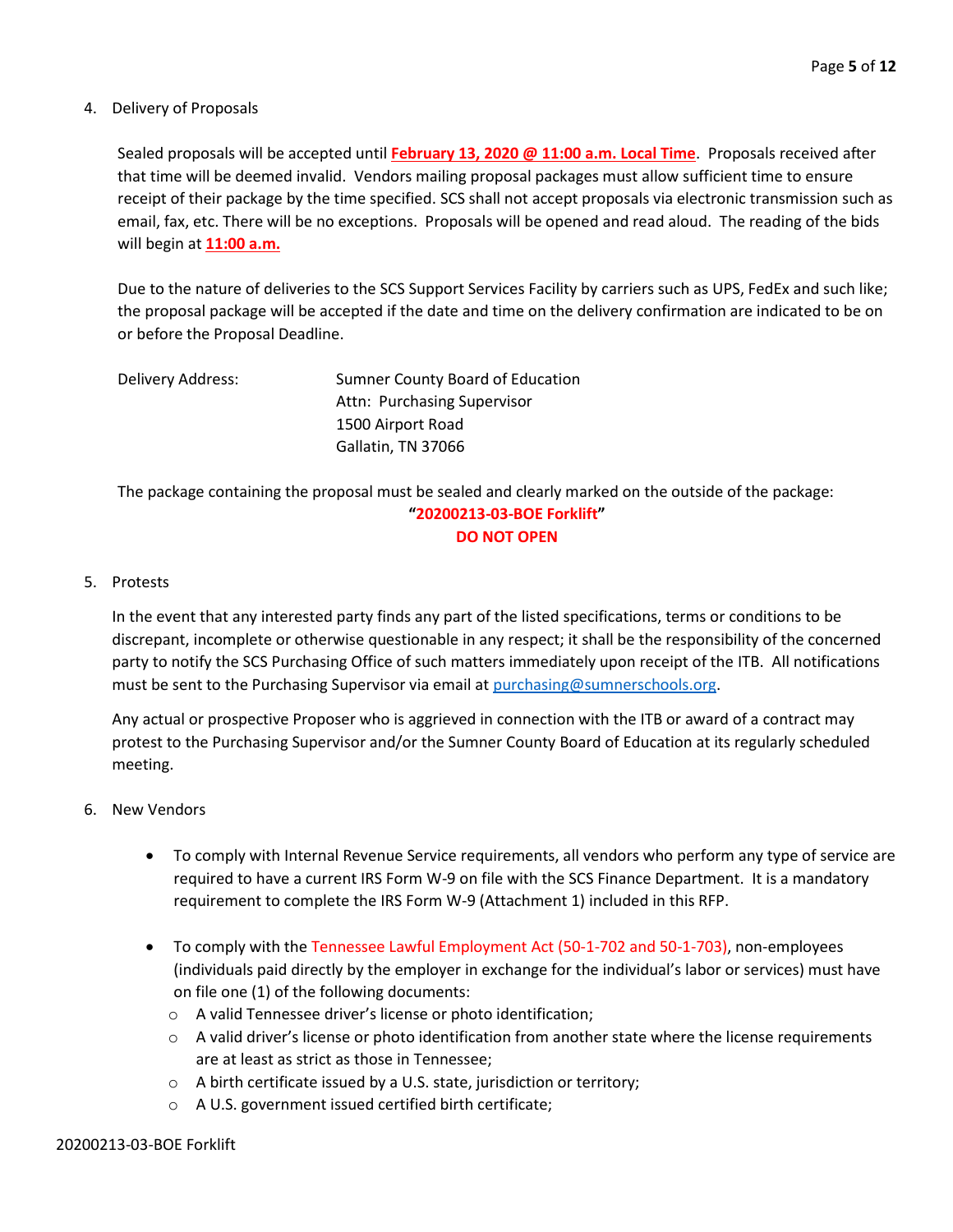4. Delivery of Proposals

   Sealed proposals will be accepted until **February 13, 2020 @ 11:00 a.m. Local Time**. Proposals received after that time will be deemed invalid. Vendors mailing proposal packages must allow sufficient time to ensure receipt of their package by the time specified. SCS shall not accept proposals via electronic transmission such as email, fax, etc. There will be no exceptions. Proposals will be opened and read aloud. The reading of the bids will begin at **11:00 a.m.**

   Due to the nature of deliveries to the SCS Support Services Facility by carriers such as UPS, FedEx and such like; the proposal package will be accepted if the date and time on the delivery confirmation are indicated to be on or before the Proposal Deadline.

   Delivery Address:
   Sumner County Board of Education
   Attn: Purchasing Supervisor
   1500 Airport Road
   Gallatin, TN 37066

   The package containing the proposal must be sealed and clearly marked on the outside of the package:

   **"20200213-03-BOE Forklift"**

   **DO NOT OPEN**

5. Protests

   In the event that any interested party finds any part of the listed specifications, terms or conditions to be discrepant, incomplete or otherwise questionable in any respect; it shall be the responsibility of the concerned party to notify the SCS Purchasing Office of such matters immediately upon receipt of the ITB. All notifications must be sent to the Purchasing Supervisor via email at purchasing@sumnerschools.org.

   Any actual or prospective Proposer who is aggrieved in connection with the ITB or award of a contract may protest to the Purchasing Supervisor and/or the Sumner County Board of Education at its regularly scheduled meeting.

6. New Vendors

   - To comply with Internal Revenue Service requirements, all vendors who perform any type of service are required to have a current IRS Form W-9 on file with the SCS Finance Department. It is a mandatory requirement to complete the IRS Form W-9 (Attachment 1) included in this RFP.

   - To comply with the Tennessee Lawful Employment Act (50-1-702 and 50-1-703), non-employees (individuals paid directly by the employer in exchange for the individual's labor or services) must have on file one (1) of the following documents:
     - A valid Tennessee driver's license or photo identification;
     - A valid driver's license or photo identification from another state where the license requirements are at least as strict as those in Tennessee;
     - A birth certificate issued by a U.S. state, jurisdiction or territory;
     - A U.S. government issued certified birth certificate;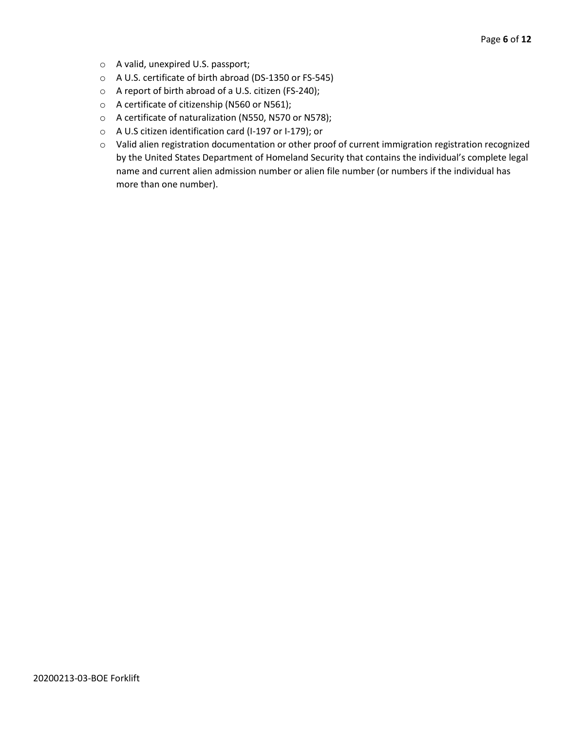- A valid, unexpired U.S. passport;
- A U.S. certificate of birth abroad (DS-1350 or FS-545)
- A report of birth abroad of a U.S. citizen (FS-240);
- A certificate of citizenship (N560 or N561);
- A certificate of naturalization (N550, N570 or N578);
- A U.S citizen identification card (I-197 or I-179); or
- Valid alien registration documentation or other proof of current immigration registration recognized by the United States Department of Homeland Security that contains the individual's complete legal name and current alien admission number or alien file number (or numbers if the individual has more than one number).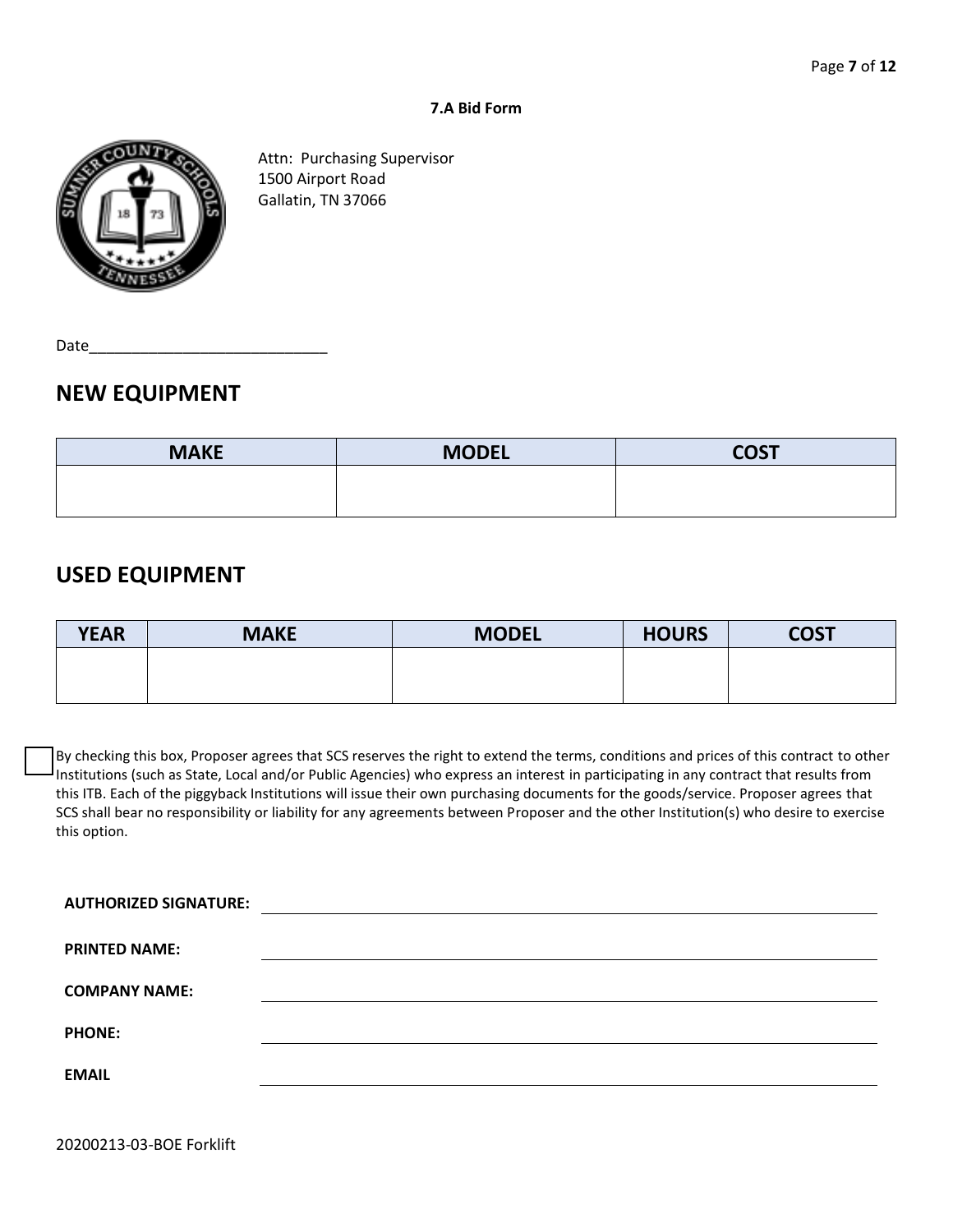**7.A Bid Form**

Attn: Purchasing Supervisor
1500 Airport Road
Gallatin, TN 37066

Date_____________________________

## NEW EQUIPMENT

| MAKE | MODEL | COST |
|---|---|---|
| | | |

## USED EQUIPMENT

| YEAR | MAKE | MODEL | HOURS | COST |
|---|---|---|---|---|
| | | | | |

☐ By checking this box, Proposer agrees that SCS reserves the right to extend the terms, conditions and prices of this contract to other Institutions (such as State, Local and/or Public Agencies) who express an interest in participating in any contract that results from this ITB. Each of the piggyback Institutions will issue their own purchasing documents for the goods/service. Proposer agrees that SCS shall bear no responsibility or liability for any agreements between Proposer and the other Institution(s) who desire to exercise this option.

**AUTHORIZED SIGNATURE:** ______________________________

**PRINTED NAME:** ______________________________

**COMPANY NAME:** ______________________________

**PHONE:** ______________________________

**EMAIL** ______________________________

20200213-03-BOE Forklift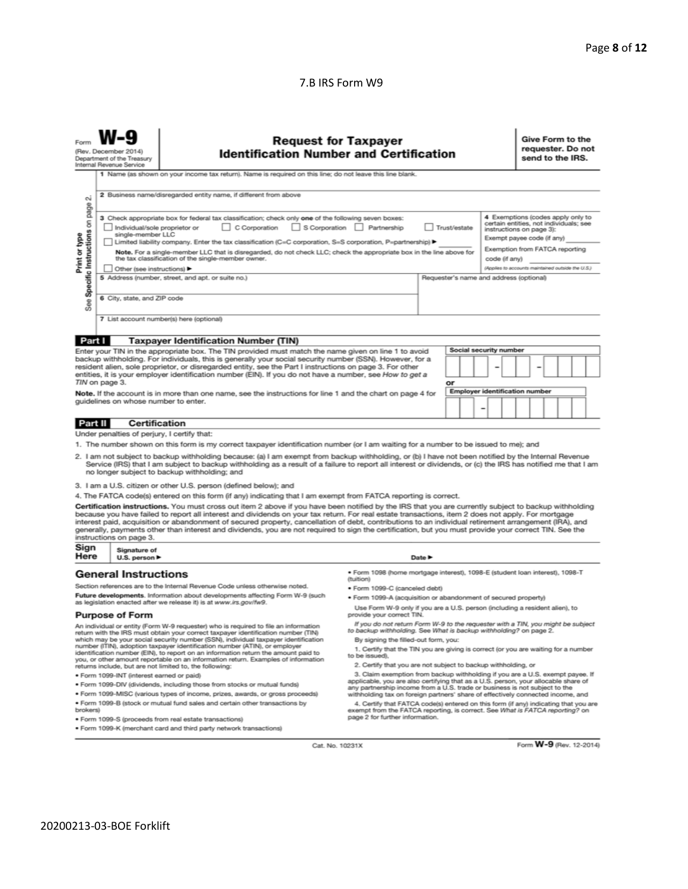7.B IRS Form W9

Form **W-9**
(Rev. December 2014)
Department of the Treasury
Internal Revenue Service

# Request for Taxpayer Identification Number and Certification

**Give Form to the requester. Do not send to the IRS.**

Print or type
See Specific Instructions on page 2.

1 Name (as shown on your income tax return). Name is required on this line; do not leave this line blank.

2 Business name/disregarded entity name, if different from above

3 Check appropriate box for federal tax classification; check only **one** of the following seven boxes:

☐ Individual/sole proprietor or single-member LLC ☐ C Corporation ☐ S Corporation ☐ Partnership ☐ Trust/estate

☐ Limited liability company. Enter the tax classification (C=C corporation, S=S corporation, P=partnership) ▶

**Note.** For a single-member LLC that is disregarded, do not check LLC; check the appropriate box in the line above for the tax classification of the single-member owner.

☐ Other (see instructions) ▶

4 Exemptions (codes apply only to certain entities, not individuals; see instructions on page 3):

Exempt payee code (if any)

Exemption from FATCA reporting code (if any)

*(Applies to accounts maintained outside the U.S.)*

5 Address (number, street, and apt. or suite no.)

Requester's name and address (optional)

6 City, state, and ZIP code

7 List account number(s) here (optional)

## Part I Taxpayer Identification Number (TIN)

Enter your TIN in the appropriate box. The TIN provided must match the name given on line 1 to avoid backup withholding. For individuals, this is generally your social security number (SSN). However, for a resident alien, sole proprietor, or disregarded entity, see the Part I instructions on page 3. For other entities, it is your employer identification number (EIN). If you do not have a number, see *How to get a TIN* on page 3.

**Note.** If the account is in more than one name, see the instructions for line 1 and the chart on page 4 for guidelines on whose number to enter.

Social security number

or

Employer identification number

## Part II Certification

Under penalties of perjury, I certify that:

1. The number shown on this form is my correct taxpayer identification number (or I am waiting for a number to be issued to me); and
2. I am not subject to backup withholding because: (a) I am exempt from backup withholding, or (b) I have not been notified by the Internal Revenue Service (IRS) that I am subject to backup withholding as a result of a failure to report all interest or dividends, or (c) the IRS has notified me that I am no longer subject to backup withholding; and
3. I am a U.S. citizen or other U.S. person (defined below); and
4. The FATCA code(s) entered on this form (if any) indicating that I am exempt from FATCA reporting is correct.

**Certification instructions.** You must cross out item 2 above if you have been notified by the IRS that you are currently subject to backup withholding because you have failed to report all interest and dividends on your tax return. For real estate transactions, item 2 does not apply. For mortgage interest paid, acquisition or abandonment of secured property, cancellation of debt, contributions to an individual retirement arrangement (IRA), and generally, payments other than interest and dividends, you are not required to sign the certification, but you must provide your correct TIN. See the instructions on page 3.

**Sign Here** Signature of U.S. person ▶ Date ▶

## General Instructions

Section references are to the Internal Revenue Code unless otherwise noted.

**Future developments.** Information about developments affecting Form W-9 (such as legislation enacted after we release it) is at *www.irs.gov/fw9*.

### Purpose of Form

An individual or entity (Form W-9 requester) who is required to file an information return with the IRS must obtain your correct taxpayer identification number (TIN) which may be your social security number (SSN), individual taxpayer identification number (ITIN), adoption taxpayer identification number (ATIN), or employer identification number (EIN), to report on an information return the amount paid to you, or other amount reportable on an information return. Examples of information returns include, but are not limited to, the following:

- Form 1099-INT (interest earned or paid)
- Form 1099-DIV (dividends, including those from stocks or mutual funds)
- Form 1099-MISC (various types of income, prizes, awards, or gross proceeds)
- Form 1099-B (stock or mutual fund sales and certain other transactions by brokers)
- Form 1099-S (proceeds from real estate transactions)
- Form 1099-K (merchant card and third party network transactions)
- Form 1098 (home mortgage interest), 1098-E (student loan interest), 1098-T (tuition)
- Form 1099-C (canceled debt)
- Form 1099-A (acquisition or abandonment of secured property)

Use Form W-9 only if you are a U.S. person (including a resident alien), to provide your correct TIN.

*If you do not return Form W-9 to the requester with a TIN, you might be subject to backup withholding. See What is backup withholding? on page 2.*

By signing the filled-out form, you:

1. Certify that the TIN you are giving is correct (or you are waiting for a number to be issued),
2. Certify that you are not subject to backup withholding, or
3. Claim exemption from backup withholding if you are a U.S. exempt payee. If applicable, you are also certifying that as a U.S. person, your allocable share of any partnership income from a U.S. trade or business is not subject to the withholding tax on foreign partners' share of effectively connected income, and
4. Certify that FATCA code(s) entered on this form (if any) indicating that you are exempt from the FATCA reporting, is correct. See *What is FATCA reporting?* on page 2 for further information.

Cat. No. 10231X Form **W-9** (Rev. 12-2014)

20200213-03-BOE Forklift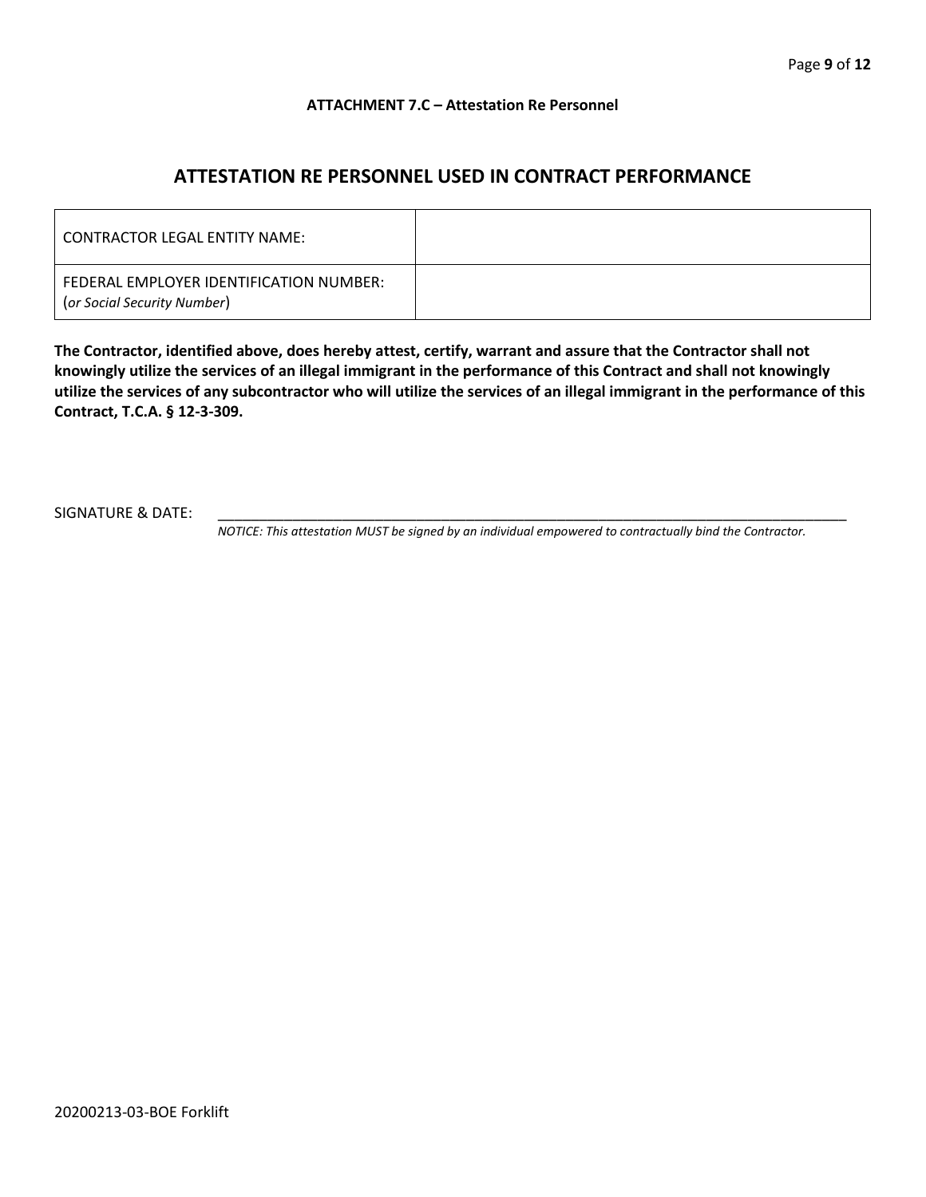**ATTACHMENT 7.C – Attestation Re Personnel**

## ATTESTATION RE PERSONNEL USED IN CONTRACT PERFORMANCE

| CONTRACTOR LEGAL ENTITY NAME: | |
|---|---|
| FEDERAL EMPLOYER IDENTIFICATION NUMBER: (*or Social Security Number*) | |

**The Contractor, identified above, does hereby attest, certify, warrant and assure that the Contractor shall not knowingly utilize the services of an illegal immigrant in the performance of this Contract and shall not knowingly utilize the services of any subcontractor who will utilize the services of an illegal immigrant in the performance of this Contract, T.C.A. § 12-3-309.**

SIGNATURE & DATE: ______________________________________________________________________________

*NOTICE: This attestation MUST be signed by an individual empowered to contractually bind the Contractor.*

20200213-03-BOE Forklift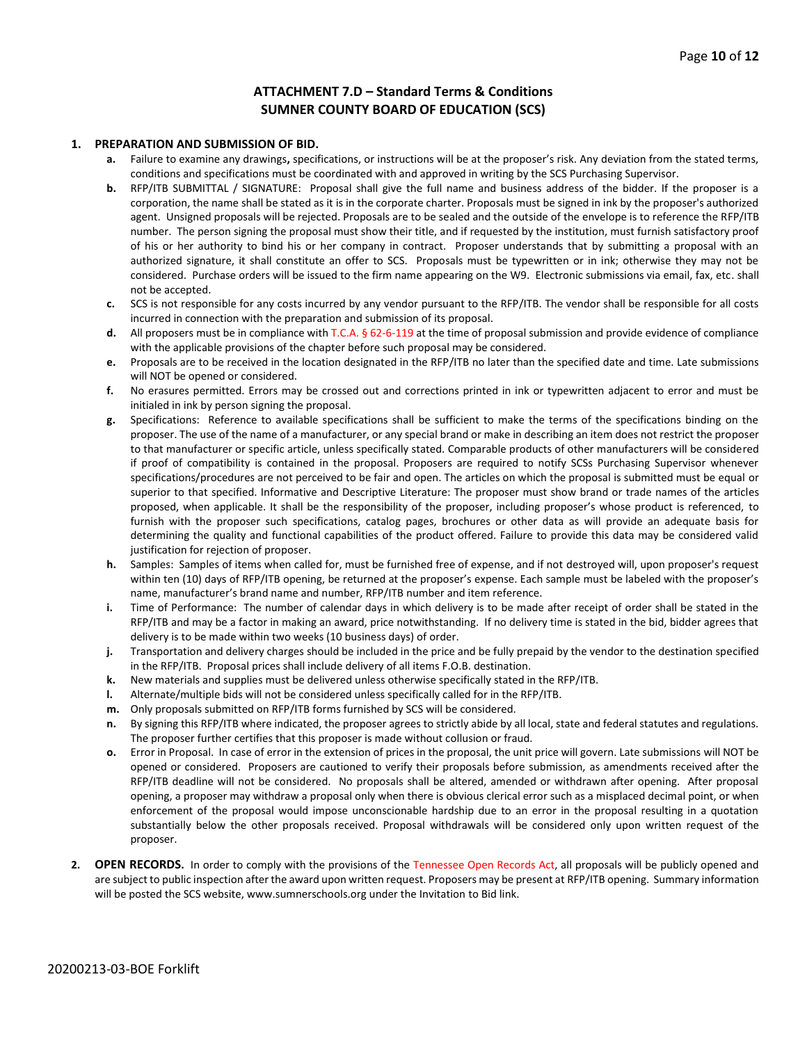## ATTACHMENT 7.D – Standard Terms & Conditions
## SUMNER COUNTY BOARD OF EDUCATION (SCS)

1. **PREPARATION AND SUBMISSION OF BID.**
   - **a.** Failure to examine any drawings**,** specifications, or instructions will be at the proposer's risk. Any deviation from the stated terms, conditions and specifications must be coordinated with and approved in writing by the SCS Purchasing Supervisor.
   - **b.** RFP/ITB SUBMITTAL / SIGNATURE: Proposal shall give the full name and business address of the bidder. If the proposer is a corporation, the name shall be stated as it is in the corporate charter. Proposals must be signed in ink by the proposer's authorized agent. Unsigned proposals will be rejected. Proposals are to be sealed and the outside of the envelope is to reference the RFP/ITB number. The person signing the proposal must show their title, and if requested by the institution, must furnish satisfactory proof of his or her authority to bind his or her company in contract. Proposer understands that by submitting a proposal with an authorized signature, it shall constitute an offer to SCS. Proposals must be typewritten or in ink; otherwise they may not be considered. Purchase orders will be issued to the firm name appearing on the W9. Electronic submissions via email, fax, etc. shall not be accepted.
   - **c.** SCS is not responsible for any costs incurred by any vendor pursuant to the RFP/ITB. The vendor shall be responsible for all costs incurred in connection with the preparation and submission of its proposal.
   - **d.** All proposers must be in compliance with T.C.A. § 62-6-119 at the time of proposal submission and provide evidence of compliance with the applicable provisions of the chapter before such proposal may be considered.
   - **e.** Proposals are to be received in the location designated in the RFP/ITB no later than the specified date and time. Late submissions will NOT be opened or considered.
   - **f.** No erasures permitted. Errors may be crossed out and corrections printed in ink or typewritten adjacent to error and must be initialed in ink by person signing the proposal.
   - **g.** Specifications: Reference to available specifications shall be sufficient to make the terms of the specifications binding on the proposer. The use of the name of a manufacturer, or any special brand or make in describing an item does not restrict the proposer to that manufacturer or specific article, unless specifically stated. Comparable products of other manufacturers will be considered if proof of compatibility is contained in the proposal. Proposers are required to notify SCSs Purchasing Supervisor whenever specifications/procedures are not perceived to be fair and open. The articles on which the proposal is submitted must be equal or superior to that specified. Informative and Descriptive Literature: The proposer must show brand or trade names of the articles proposed, when applicable. It shall be the responsibility of the proposer, including proposer's whose product is referenced, to furnish with the proposer such specifications, catalog pages, brochures or other data as will provide an adequate basis for determining the quality and functional capabilities of the product offered. Failure to provide this data may be considered valid justification for rejection of proposer.
   - **h.** Samples: Samples of items when called for, must be furnished free of expense, and if not destroyed will, upon proposer's request within ten (10) days of RFP/ITB opening, be returned at the proposer's expense. Each sample must be labeled with the proposer's name, manufacturer's brand name and number, RFP/ITB number and item reference.
   - **i.** Time of Performance: The number of calendar days in which delivery is to be made after receipt of order shall be stated in the RFP/ITB and may be a factor in making an award, price notwithstanding. If no delivery time is stated in the bid, bidder agrees that delivery is to be made within two weeks (10 business days) of order.
   - **j.** Transportation and delivery charges should be included in the price and be fully prepaid by the vendor to the destination specified in the RFP/ITB. Proposal prices shall include delivery of all items F.O.B. destination.
   - **k.** New materials and supplies must be delivered unless otherwise specifically stated in the RFP/ITB.
   - **l.** Alternate/multiple bids will not be considered unless specifically called for in the RFP/ITB.
   - **m.** Only proposals submitted on RFP/ITB forms furnished by SCS will be considered.
   - **n.** By signing this RFP/ITB where indicated, the proposer agrees to strictly abide by all local, state and federal statutes and regulations. The proposer further certifies that this proposer is made without collusion or fraud.
   - **o.** Error in Proposal. In case of error in the extension of prices in the proposal, the unit price will govern. Late submissions will NOT be opened or considered. Proposers are cautioned to verify their proposals before submission, as amendments received after the RFP/ITB deadline will not be considered. No proposals shall be altered, amended or withdrawn after opening. After proposal opening, a proposer may withdraw a proposal only when there is obvious clerical error such as a misplaced decimal point, or when enforcement of the proposal would impose unconscionable hardship due to an error in the proposal resulting in a quotation substantially below the other proposals received. Proposal withdrawals will be considered only upon written request of the proposer.

2. **OPEN RECORDS.** In order to comply with the provisions of the Tennessee Open Records Act, all proposals will be publicly opened and are subject to public inspection after the award upon written request. Proposers may be present at RFP/ITB opening. Summary information will be posted the SCS website, www.sumnerschools.org under the Invitation to Bid link.

20200213-03-BOE Forklift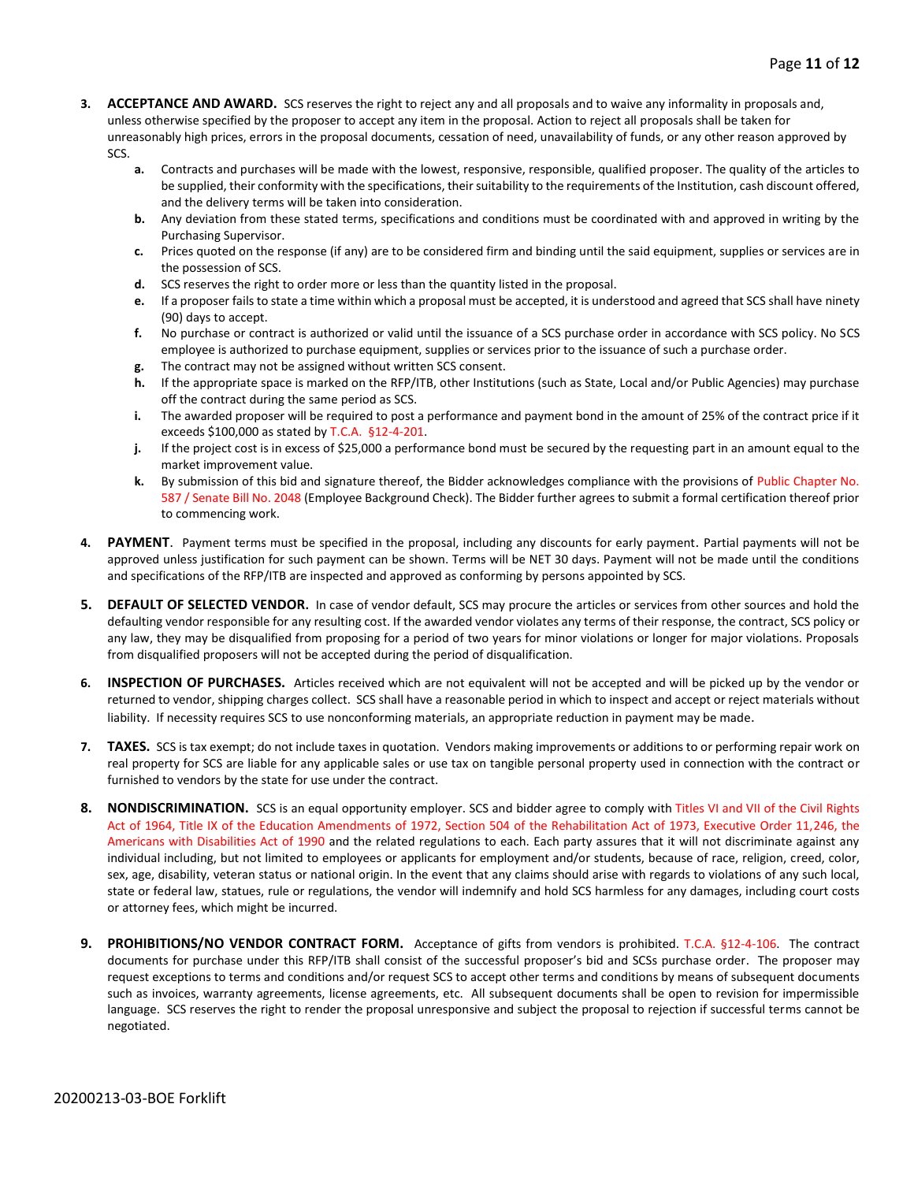3. **ACCEPTANCE AND AWARD.** SCS reserves the right to reject any and all proposals and to waive any informality in proposals and, unless otherwise specified by the proposer to accept any item in the proposal. Action to reject all proposals shall be taken for unreasonably high prices, errors in the proposal documents, cessation of need, unavailability of funds, or any other reason approved by SCS.
   - **a.** Contracts and purchases will be made with the lowest, responsive, responsible, qualified proposer. The quality of the articles to be supplied, their conformity with the specifications, their suitability to the requirements of the Institution, cash discount offered, and the delivery terms will be taken into consideration.
   - **b.** Any deviation from these stated terms, specifications and conditions must be coordinated with and approved in writing by the Purchasing Supervisor.
   - **c.** Prices quoted on the response (if any) are to be considered firm and binding until the said equipment, supplies or services are in the possession of SCS.
   - **d.** SCS reserves the right to order more or less than the quantity listed in the proposal.
   - **e.** If a proposer fails to state a time within which a proposal must be accepted, it is understood and agreed that SCS shall have ninety (90) days to accept.
   - **f.** No purchase or contract is authorized or valid until the issuance of a SCS purchase order in accordance with SCS policy. No SCS employee is authorized to purchase equipment, supplies or services prior to the issuance of such a purchase order.
   - **g.** The contract may not be assigned without written SCS consent.
   - **h.** If the appropriate space is marked on the RFP/ITB, other Institutions (such as State, Local and/or Public Agencies) may purchase off the contract during the same period as SCS.
   - **i.** The awarded proposer will be required to post a performance and payment bond in the amount of 25% of the contract price if it exceeds $100,000 as stated by T.C.A. §12-4-201.
   - **j.** If the project cost is in excess of $25,000 a performance bond must be secured by the requesting part in an amount equal to the market improvement value.
   - **k.** By submission of this bid and signature thereof, the Bidder acknowledges compliance with the provisions of Public Chapter No. 587 / Senate Bill No. 2048 (Employee Background Check). The Bidder further agrees to submit a formal certification thereof prior to commencing work.

4. **PAYMENT**. Payment terms must be specified in the proposal, including any discounts for early payment. Partial payments will not be approved unless justification for such payment can be shown. Terms will be NET 30 days. Payment will not be made until the conditions and specifications of the RFP/ITB are inspected and approved as conforming by persons appointed by SCS.

5. **DEFAULT OF SELECTED VENDOR.** In case of vendor default, SCS may procure the articles or services from other sources and hold the defaulting vendor responsible for any resulting cost. If the awarded vendor violates any terms of their response, the contract, SCS policy or any law, they may be disqualified from proposing for a period of two years for minor violations or longer for major violations. Proposals from disqualified proposers will not be accepted during the period of disqualification.

6. **INSPECTION OF PURCHASES.** Articles received which are not equivalent will not be accepted and will be picked up by the vendor or returned to vendor, shipping charges collect. SCS shall have a reasonable period in which to inspect and accept or reject materials without liability. If necessity requires SCS to use nonconforming materials, an appropriate reduction in payment may be made.

7. **TAXES.** SCS is tax exempt; do not include taxes in quotation. Vendors making improvements or additions to or performing repair work on real property for SCS are liable for any applicable sales or use tax on tangible personal property used in connection with the contract or furnished to vendors by the state for use under the contract.

8. **NONDISCRIMINATION.** SCS is an equal opportunity employer. SCS and bidder agree to comply with Titles VI and VII of the Civil Rights Act of 1964, Title IX of the Education Amendments of 1972, Section 504 of the Rehabilitation Act of 1973, Executive Order 11,246, the Americans with Disabilities Act of 1990 and the related regulations to each. Each party assures that it will not discriminate against any individual including, but not limited to employees or applicants for employment and/or students, because of race, religion, creed, color, sex, age, disability, veteran status or national origin. In the event that any claims should arise with regards to violations of any such local, state or federal law, statues, rule or regulations, the vendor will indemnify and hold SCS harmless for any damages, including court costs or attorney fees, which might be incurred.

9. **PROHIBITIONS/NO VENDOR CONTRACT FORM.** Acceptance of gifts from vendors is prohibited. T.C.A. §12-4-106. The contract documents for purchase under this RFP/ITB shall consist of the successful proposer's bid and SCSs purchase order. The proposer may request exceptions to terms and conditions and/or request SCS to accept other terms and conditions by means of subsequent documents such as invoices, warranty agreements, license agreements, etc. All subsequent documents shall be open to revision for impermissible language. SCS reserves the right to render the proposal unresponsive and subject the proposal to rejection if successful terms cannot be negotiated.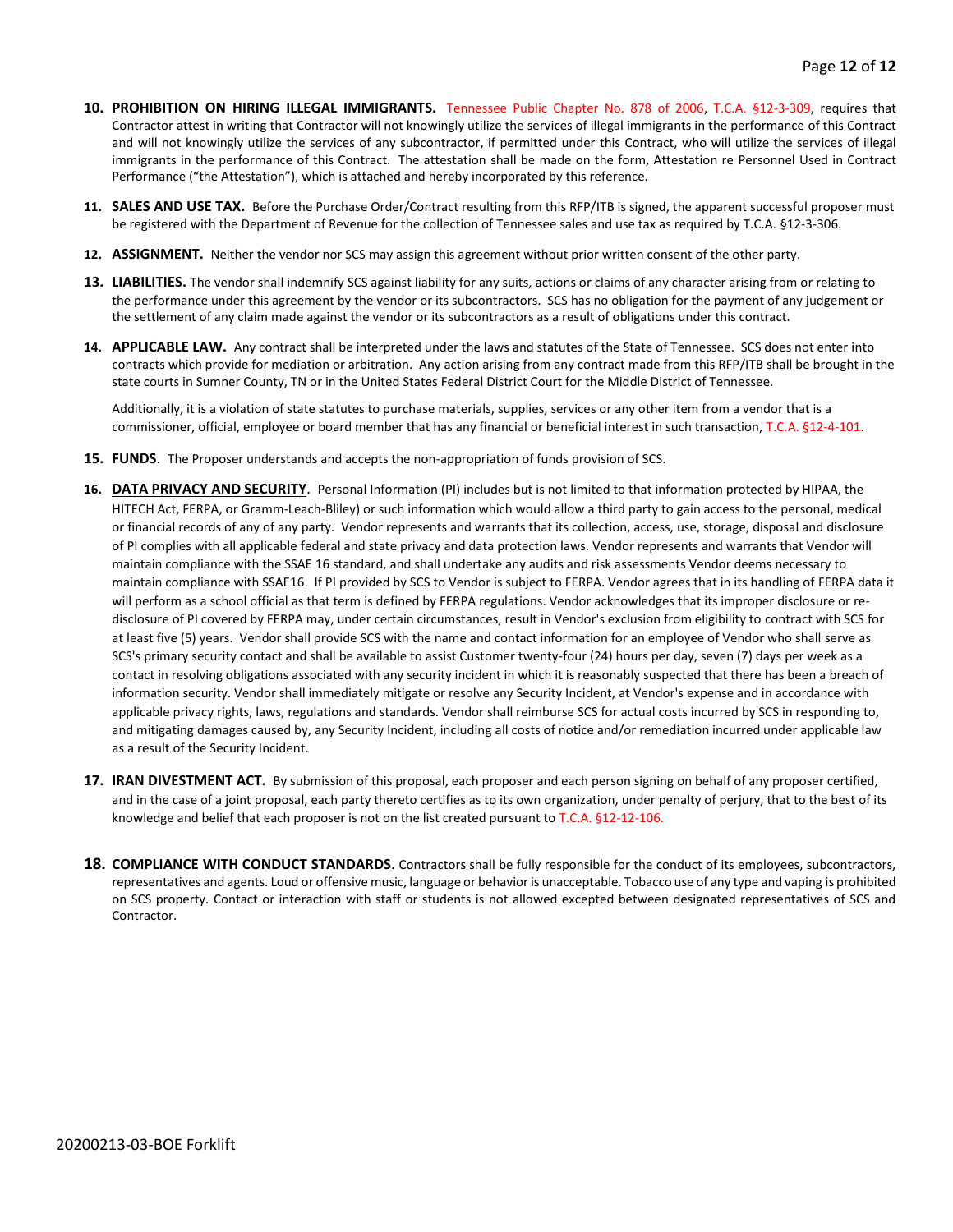10. **PROHIBITION ON HIRING ILLEGAL IMMIGRANTS.** Tennessee Public Chapter No. 878 of 2006, T.C.A. §12-3-309, requires that Contractor attest in writing that Contractor will not knowingly utilize the services of illegal immigrants in the performance of this Contract and will not knowingly utilize the services of any subcontractor, if permitted under this Contract, who will utilize the services of illegal immigrants in the performance of this Contract. The attestation shall be made on the form, Attestation re Personnel Used in Contract Performance ("the Attestation"), which is attached and hereby incorporated by this reference.

11. **SALES AND USE TAX.** Before the Purchase Order/Contract resulting from this RFP/ITB is signed, the apparent successful proposer must be registered with the Department of Revenue for the collection of Tennessee sales and use tax as required by T.C.A. §12-3-306.

12. **ASSIGNMENT.** Neither the vendor nor SCS may assign this agreement without prior written consent of the other party.

13. **LIABILITIES.** The vendor shall indemnify SCS against liability for any suits, actions or claims of any character arising from or relating to the performance under this agreement by the vendor or its subcontractors. SCS has no obligation for the payment of any judgement or the settlement of any claim made against the vendor or its subcontractors as a result of obligations under this contract.

14. **APPLICABLE LAW.** Any contract shall be interpreted under the laws and statutes of the State of Tennessee. SCS does not enter into contracts which provide for mediation or arbitration. Any action arising from any contract made from this RFP/ITB shall be brought in the state courts in Sumner County, TN or in the United States Federal District Court for the Middle District of Tennessee.

    Additionally, it is a violation of state statutes to purchase materials, supplies, services or any other item from a vendor that is a commissioner, official, employee or board member that has any financial or beneficial interest in such transaction, T.C.A. §12-4-101.

15. **FUNDS**. The Proposer understands and accepts the non-appropriation of funds provision of SCS.

16. **DATA PRIVACY AND SECURITY**. Personal Information (PI) includes but is not limited to that information protected by HIPAA, the HITECH Act, FERPA, or Gramm-Leach-Bliley) or such information which would allow a third party to gain access to the personal, medical or financial records of any of any party. Vendor represents and warrants that its collection, access, use, storage, disposal and disclosure of PI complies with all applicable federal and state privacy and data protection laws. Vendor represents and warrants that Vendor will maintain compliance with the SSAE 16 standard, and shall undertake any audits and risk assessments Vendor deems necessary to maintain compliance with SSAE16. If PI provided by SCS to Vendor is subject to FERPA. Vendor agrees that in its handling of FERPA data it will perform as a school official as that term is defined by FERPA regulations. Vendor acknowledges that its improper disclosure or re-disclosure of PI covered by FERPA may, under certain circumstances, result in Vendor's exclusion from eligibility to contract with SCS for at least five (5) years. Vendor shall provide SCS with the name and contact information for an employee of Vendor who shall serve as SCS's primary security contact and shall be available to assist Customer twenty-four (24) hours per day, seven (7) days per week as a contact in resolving obligations associated with any security incident in which it is reasonably suspected that there has been a breach of information security. Vendor shall immediately mitigate or resolve any Security Incident, at Vendor's expense and in accordance with applicable privacy rights, laws, regulations and standards. Vendor shall reimburse SCS for actual costs incurred by SCS in responding to, and mitigating damages caused by, any Security Incident, including all costs of notice and/or remediation incurred under applicable law as a result of the Security Incident.

17. **IRAN DIVESTMENT ACT.** By submission of this proposal, each proposer and each person signing on behalf of any proposer certified, and in the case of a joint proposal, each party thereto certifies as to its own organization, under penalty of perjury, that to the best of its knowledge and belief that each proposer is not on the list created pursuant to T.C.A. §12-12-106.

18. **COMPLIANCE WITH CONDUCT STANDARDS**. Contractors shall be fully responsible for the conduct of its employees, subcontractors, representatives and agents. Loud or offensive music, language or behavior is unacceptable. Tobacco use of any type and vaping is prohibited on SCS property. Contact or interaction with staff or students is not allowed excepted between designated representatives of SCS and Contractor.

20200213-03-BOE Forklift